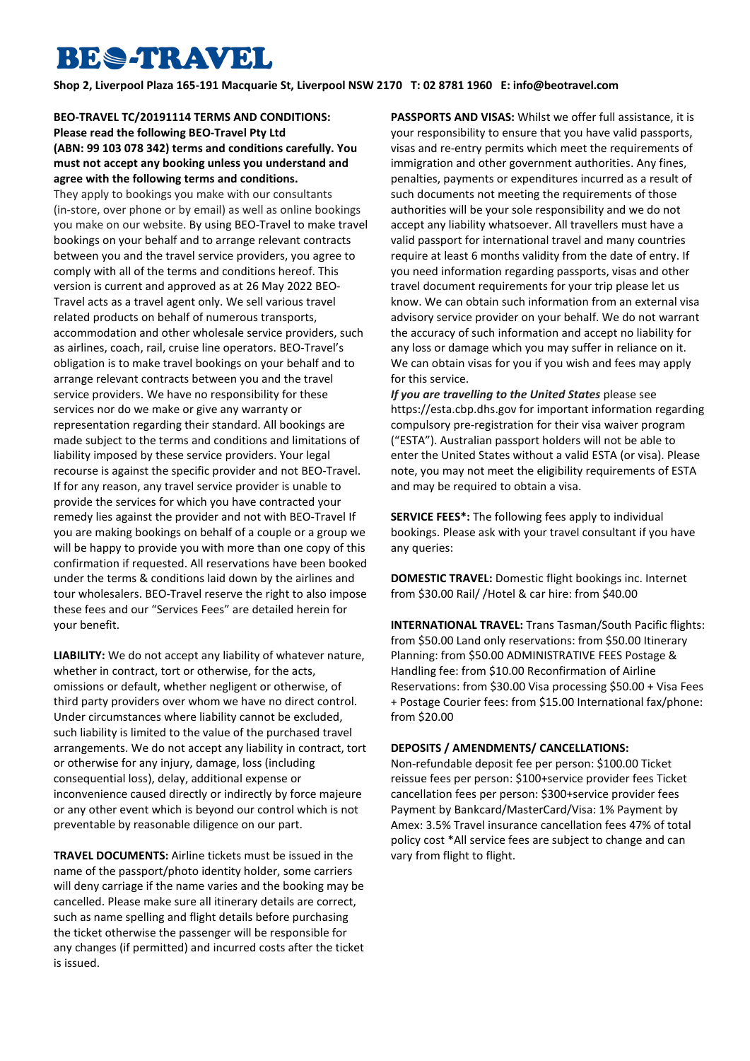# BEO-TRAVEL

**Shop 2, Liverpool Plaza 165-191 Macquarie St, Liverpool NSW 2170 T: 02 8781 1960 E: info@beotravel.com**

**BEO-TRAVEL TC/20191114 TERMS AND CONDITIONS: Please read the following BEO-Travel Pty Ltd (ABN: 99 103 078 342) terms and conditions carefully. You must not accept any booking unless you understand and agree with the following terms and conditions.**

They apply to bookings you make with our consultants (in-store, over phone or by email) as well as online bookings you make on our website. By using BEO-Travel to make travel bookings on your behalf and to arrange relevant contracts between you and the travel service providers, you agree to comply with all of the terms and conditions hereof. This version is current and approved as at 26 May 2022 BEO-Travel acts as a travel agent only. We sell various travel related products on behalf of numerous transports, accommodation and other wholesale service providers, such as airlines, coach, rail, cruise line operators. BEO-Travel's obligation is to make travel bookings on your behalf and to arrange relevant contracts between you and the travel service providers. We have no responsibility for these services nor do we make or give any warranty or representation regarding their standard. All bookings are made subject to the terms and conditions and limitations of liability imposed by these service providers. Your legal recourse is against the specific provider and not BEO-Travel. If for any reason, any travel service provider is unable to provide the services for which you have contracted your remedy lies against the provider and not with BEO-Travel If you are making bookings on behalf of a couple or a group we will be happy to provide you with more than one copy of this confirmation if requested. All reservations have been booked under the terms & conditions laid down by the airlines and tour wholesalers. BEO-Travel reserve the right to also impose these fees and our "Services Fees" are detailed herein for your benefit.

**LIABILITY:** We do not accept any liability of whatever nature, whether in contract, tort or otherwise, for the acts, omissions or default, whether negligent or otherwise, of third party providers over whom we have no direct control. Under circumstances where liability cannot be excluded, such liability is limited to the value of the purchased travel arrangements. We do not accept any liability in contract, tort or otherwise for any injury, damage, loss (including consequential loss), delay, additional expense or inconvenience caused directly or indirectly by force majeure or any other event which is beyond our control which is not preventable by reasonable diligence on our part.

**TRAVEL DOCUMENTS:** Airline tickets must be issued in the name of the passport/photo identity holder, some carriers will deny carriage if the name varies and the booking may be cancelled. Please make sure all itinerary details are correct, such as name spelling and flight details before purchasing the ticket otherwise the passenger will be responsible for any changes (if permitted) and incurred costs after the ticket is issued.

**PASSPORTS AND VISAS:** Whilst we offer full assistance, it is your responsibility to ensure that you have valid passports, visas and re-entry permits which meet the requirements of immigration and other government authorities. Any fines, penalties, payments or expenditures incurred as a result of such documents not meeting the requirements of those authorities will be your sole responsibility and we do not accept any liability whatsoever. All travellers must have a valid passport for international travel and many countries require at least 6 months validity from the date of entry. If you need information regarding passports, visas and other travel document requirements for your trip please let us know. We can obtain such information from an external visa advisory service provider on your behalf. We do not warrant the accuracy of such information and accept no liability for any loss or damage which you may suffer in reliance on it. We can obtain visas for you if you wish and fees may apply for this service.

***If you are travelling to the United States*** please see https://esta.cbp.dhs.gov for important information regarding compulsory pre-registration for their visa waiver program ("ESTA"). Australian passport holders will not be able to enter the United States without a valid ESTA (or visa). Please note, you may not meet the eligibility requirements of ESTA and may be required to obtain a visa.

**SERVICE FEES*:** The following fees apply to individual bookings. Please ask with your travel consultant if you have any queries:

**DOMESTIC TRAVEL:** Domestic flight bookings inc. Internet from $30.00 Rail/ /Hotel & car hire: from $40.00

**INTERNATIONAL TRAVEL:** Trans Tasman/South Pacific flights: from $50.00 Land only reservations: from $50.00 Itinerary Planning: from $50.00 ADMINISTRATIVE FEES Postage & Handling fee: from $10.00 Reconfirmation of Airline Reservations: from $30.00 Visa processing $50.00 + Visa Fees + Postage Courier fees: from $15.00 International fax/phone: from $20.00

**DEPOSITS / AMENDMENTS/ CANCELLATIONS:**

Non-refundable deposit fee per person: $100.00 Ticket reissue fees per person: $100+service provider fees Ticket cancellation fees per person: $300+service provider fees Payment by Bankcard/MasterCard/Visa: 1% Payment by Amex: 3.5% Travel insurance cancellation fees 47% of total policy cost *All service fees are subject to change and can vary from flight to flight.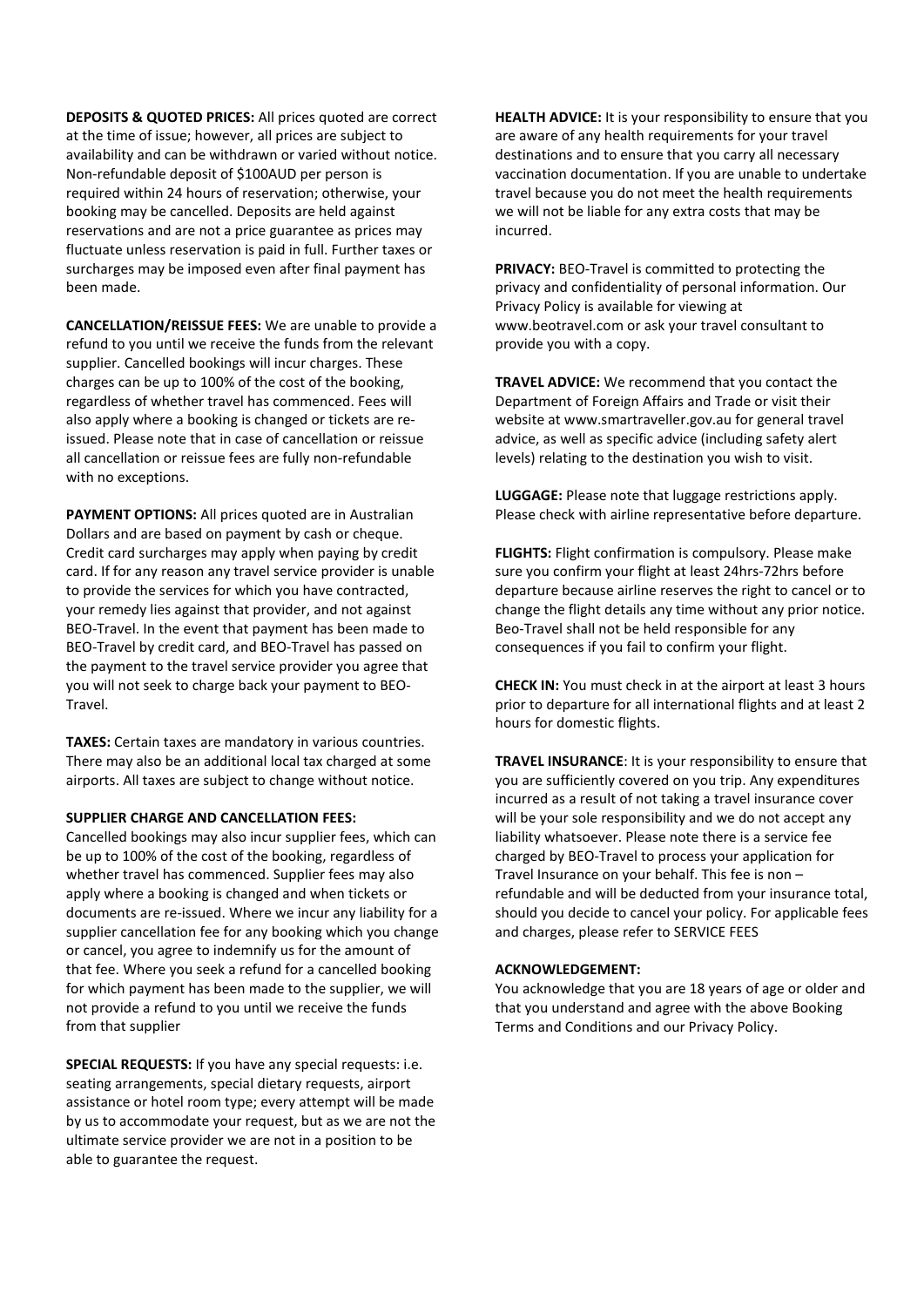**DEPOSITS & QUOTED PRICES:** All prices quoted are correct at the time of issue; however, all prices are subject to availability and can be withdrawn or varied without notice. Non-refundable deposit of $100AUD per person is required within 24 hours of reservation; otherwise, your booking may be cancelled. Deposits are held against reservations and are not a price guarantee as prices may fluctuate unless reservation is paid in full. Further taxes or surcharges may be imposed even after final payment has been made.

**CANCELLATION/REISSUE FEES:** We are unable to provide a refund to you until we receive the funds from the relevant supplier. Cancelled bookings will incur charges. These charges can be up to 100% of the cost of the booking, regardless of whether travel has commenced. Fees will also apply where a booking is changed or tickets are re-issued. Please note that in case of cancellation or reissue all cancellation or reissue fees are fully non-refundable with no exceptions.

**PAYMENT OPTIONS:** All prices quoted are in Australian Dollars and are based on payment by cash or cheque. Credit card surcharges may apply when paying by credit card. If for any reason any travel service provider is unable to provide the services for which you have contracted, your remedy lies against that provider, and not against BEO-Travel. In the event that payment has been made to BEO-Travel by credit card, and BEO-Travel has passed on the payment to the travel service provider you agree that you will not seek to charge back your payment to BEO-Travel.

**TAXES:** Certain taxes are mandatory in various countries. There may also be an additional local tax charged at some airports. All taxes are subject to change without notice.

**SUPPLIER CHARGE AND CANCELLATION FEES:**
Cancelled bookings may also incur supplier fees, which can be up to 100% of the cost of the booking, regardless of whether travel has commenced. Supplier fees may also apply where a booking is changed and when tickets or documents are re-issued. Where we incur any liability for a supplier cancellation fee for any booking which you change or cancel, you agree to indemnify us for the amount of that fee. Where you seek a refund for a cancelled booking for which payment has been made to the supplier, we will not provide a refund to you until we receive the funds from that supplier

**SPECIAL REQUESTS:** If you have any special requests: i.e. seating arrangements, special dietary requests, airport assistance or hotel room type; every attempt will be made by us to accommodate your request, but as we are not the ultimate service provider we are not in a position to be able to guarantee the request.

**HEALTH ADVICE:** It is your responsibility to ensure that you are aware of any health requirements for your travel destinations and to ensure that you carry all necessary vaccination documentation. If you are unable to undertake travel because you do not meet the health requirements we will not be liable for any extra costs that may be incurred.

**PRIVACY:** BEO-Travel is committed to protecting the privacy and confidentiality of personal information. Our Privacy Policy is available for viewing at www.beotravel.com or ask your travel consultant to provide you with a copy.

**TRAVEL ADVICE:** We recommend that you contact the Department of Foreign Affairs and Trade or visit their website at www.smartraveller.gov.au for general travel advice, as well as specific advice (including safety alert levels) relating to the destination you wish to visit.

**LUGGAGE:** Please note that luggage restrictions apply. Please check with airline representative before departure.

**FLIGHTS:** Flight confirmation is compulsory. Please make sure you confirm your flight at least 24hrs-72hrs before departure because airline reserves the right to cancel or to change the flight details any time without any prior notice. Beo-Travel shall not be held responsible for any consequences if you fail to confirm your flight.

**CHECK IN:** You must check in at the airport at least 3 hours prior to departure for all international flights and at least 2 hours for domestic flights.

**TRAVEL INSURANCE**: It is your responsibility to ensure that you are sufficiently covered on you trip. Any expenditures incurred as a result of not taking a travel insurance cover will be your sole responsibility and we do not accept any liability whatsoever. Please note there is a service fee charged by BEO-Travel to process your application for Travel Insurance on your behalf. This fee is non – refundable and will be deducted from your insurance total, should you decide to cancel your policy. For applicable fees and charges, please refer to SERVICE FEES

**ACKNOWLEDGEMENT:**
You acknowledge that you are 18 years of age or older and that you understand and agree with the above Booking Terms and Conditions and our Privacy Policy.